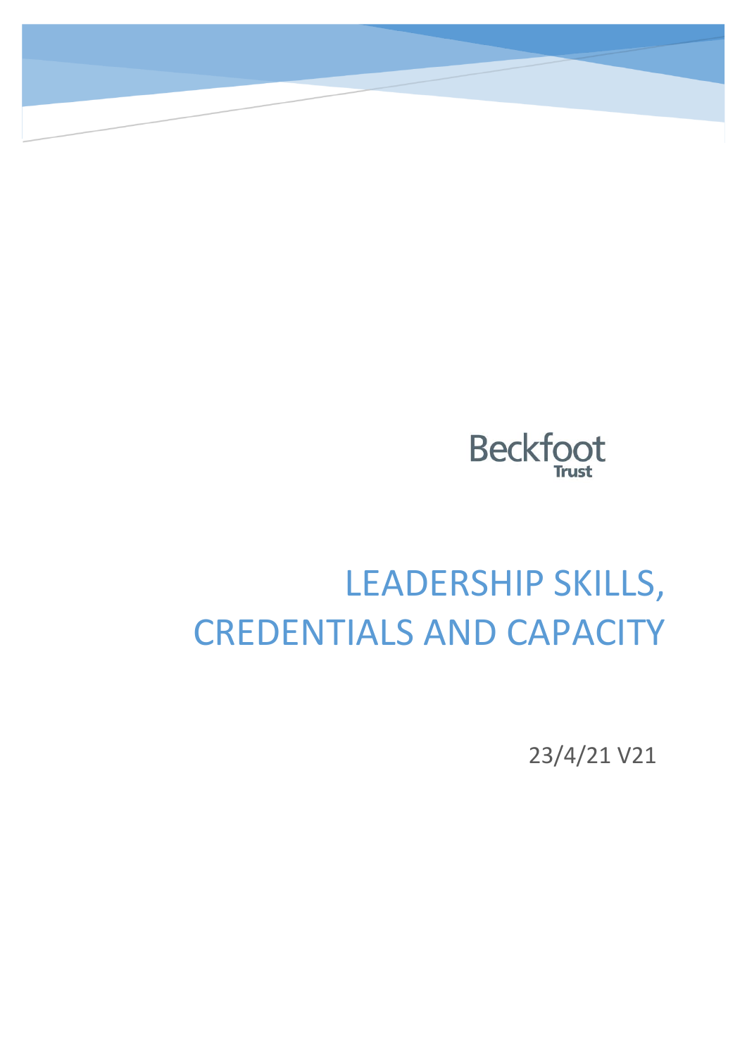Beckfoot Trust

# LEADERSHIP SKILLS, CREDENTIALS AND CAPACITY

23/4/21 V21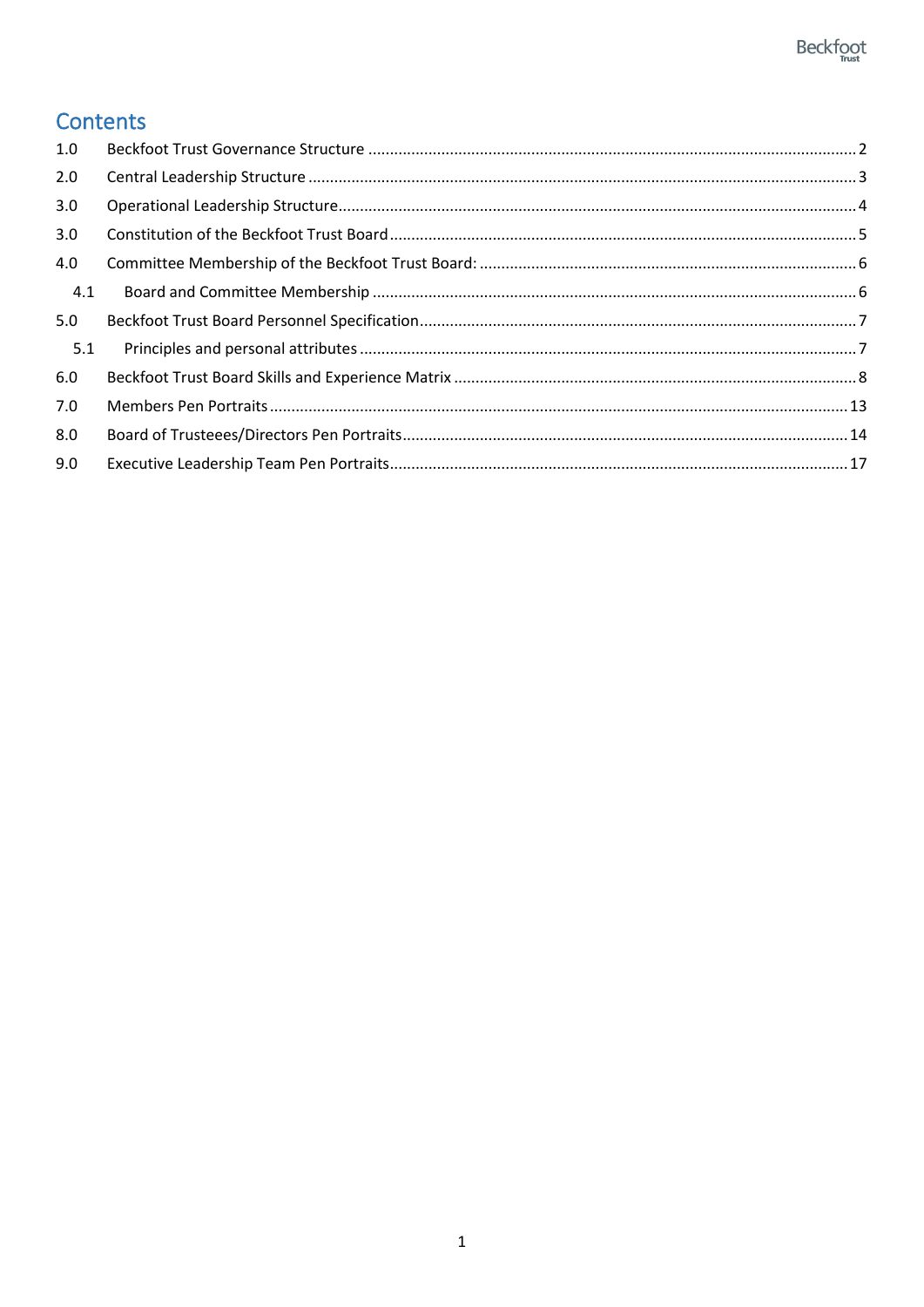# Contents

1.0 Beckfoot Trust Governance Structure ........................................................................................................ 2

2.0 Central Leadership Structure ........................................................................................................ 3

3.0 Operational Leadership Structure ........................................................................................................ 4

3.0 Constitution of the Beckfoot Trust Board ........................................................................................................ 5

4.0 Committee Membership of the Beckfoot Trust Board: ........................................................................................................ 6

- 4.1 Board and Committee Membership ........................................................................................................ 6

5.0 Beckfoot Trust Board Personnel Specification ........................................................................................................ 7

- 5.1 Principles and personal attributes ........................................................................................................ 7

6.0 Beckfoot Trust Board Skills and Experience Matrix ........................................................................................................ 8

7.0 Members Pen Portraits ........................................................................................................ 13

8.0 Board of Trusteees/Directors Pen Portraits ........................................................................................................ 14

9.0 Executive Leadership Team Pen Portraits ........................................................................................................ 17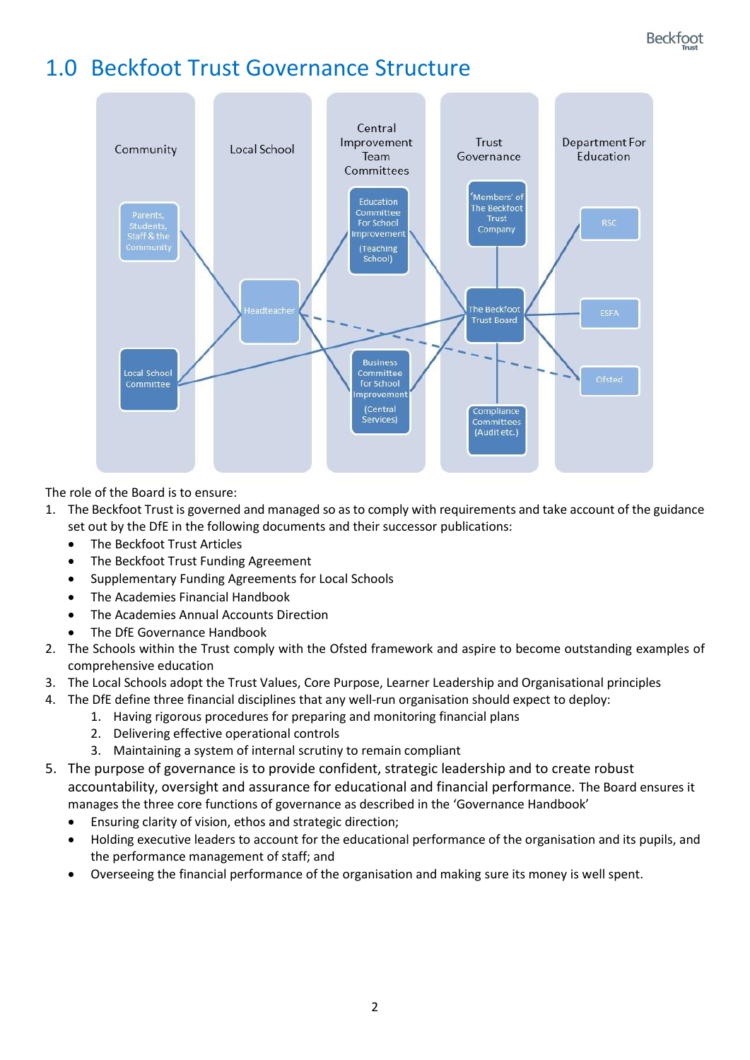# 1.0 Beckfoot Trust Governance Structure

The role of the Board is to ensure:

1. The Beckfoot Trust is governed and managed so as to comply with requirements and take account of the guidance set out by the DfE in the following documents and their successor publications:
    - The Beckfoot Trust Articles
    - The Beckfoot Trust Funding Agreement
    - Supplementary Funding Agreements for Local Schools
    - The Academies Financial Handbook
    - The Academies Annual Accounts Direction
    - The DfE Governance Handbook
2. The Schools within the Trust comply with the Ofsted framework and aspire to become outstanding examples of comprehensive education
3. The Local Schools adopt the Trust Values, Core Purpose, Learner Leadership and Organisational principles
4. The DfE define three financial disciplines that any well-run organisation should expect to deploy:
    1. Having rigorous procedures for preparing and monitoring financial plans
    2. Delivering effective operational controls
    3. Maintaining a system of internal scrutiny to remain compliant
5. The purpose of governance is to provide confident, strategic leadership and to create robust accountability, oversight and assurance for educational and financial performance. The Board ensures it manages the three core functions of governance as described in the 'Governance Handbook'
    - Ensuring clarity of vision, ethos and strategic direction;
    - Holding executive leaders to account for the educational performance of the organisation and its pupils, and the performance management of staff; and
    - Overseeing the financial performance of the organisation and making sure its money is well spent.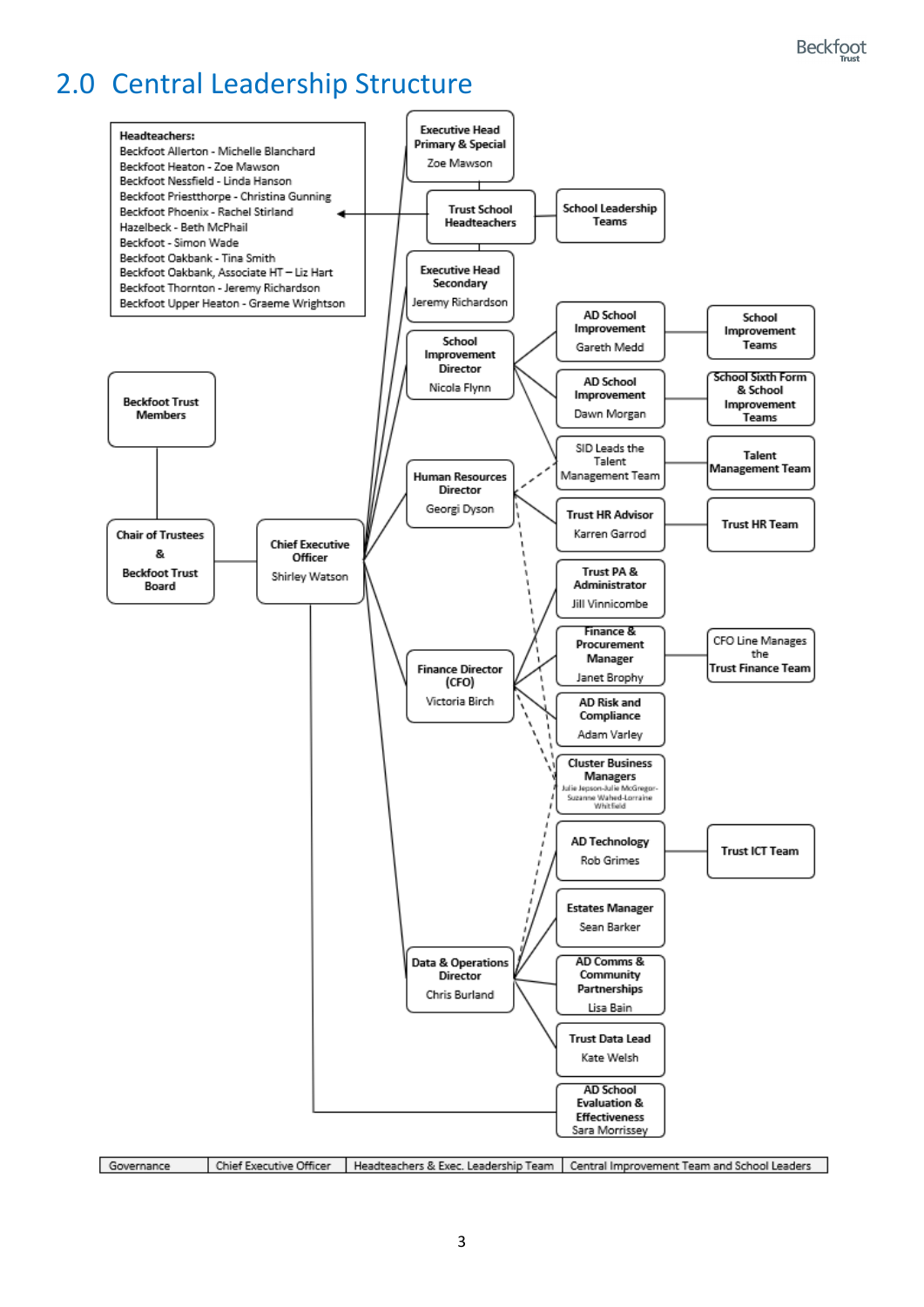## 2.0 Central Leadership Structure

**Headteachers:**
Beckfoot Allerton - Michelle Blanchard
Beckfoot Heaton - Zoe Mawson
Beckfoot Nessfield - Linda Hanson
Beckfoot Priestthorpe - Christina Gunning
Beckfoot Phoenix - Rachel Stirland
Hazelbeck - Beth McPhail
Beckfoot - Simon Wade
Beckfoot Oakbank - Tina Smith
Beckfoot Oakbank, Associate HT – Liz Hart
Beckfoot Thornton - Jeremy Richardson
Beckfoot Upper Heaton - Graeme Wrightson

**Beckfoot Trust Members**

**Chair of Trustees & Beckfoot Trust Board**

**Chief Executive Officer** – Shirley Watson

**Executive Head Primary & Special** – Zoe Mawson

**Trust School Headteachers** → School Leadership Teams

**Executive Head Secondary** – Jeremy Richardson

**School Improvement Director** – Nicola Flynn
- **AD School Improvement** – Gareth Medd → School Improvement Teams
- **AD School Improvement** – Dawn Morgan → School Sixth Form & School Improvement Teams
- SID Leads the Talent Management Team → Talent Management Team

**Human Resources Director** – Georgi Dyson
- **Trust HR Advisor** – Karren Garrod → Trust HR Team

**Finance Director (CFO)** – Victoria Birch
- **Trust PA & Administrator** – Jill Vinnicombe
- **Finance & Procurement Manager** – Janet Brophy → CFO Line Manages the Trust Finance Team
- **AD Risk and Compliance** – Adam Varley
- **Cluster Business Managers** – Julie Jepson-Julie McGregor-Suzanne Wahed-Lorraine Whitfield

**Data & Operations Director** – Chris Burland
- **AD Technology** – Rob Grimes → Trust ICT Team
- **Estates Manager** – Sean Barker
- **AD Comms & Community Partnerships** – Lisa Bain
- **Trust Data Lead** – Kate Welsh

**AD School Evaluation & Effectiveness** – Sara Morrissey

| Governance | Chief Executive Officer | Headteachers & Exec. Leadership Team | Central Improvement Team and School Leaders |
|---|---|---|---|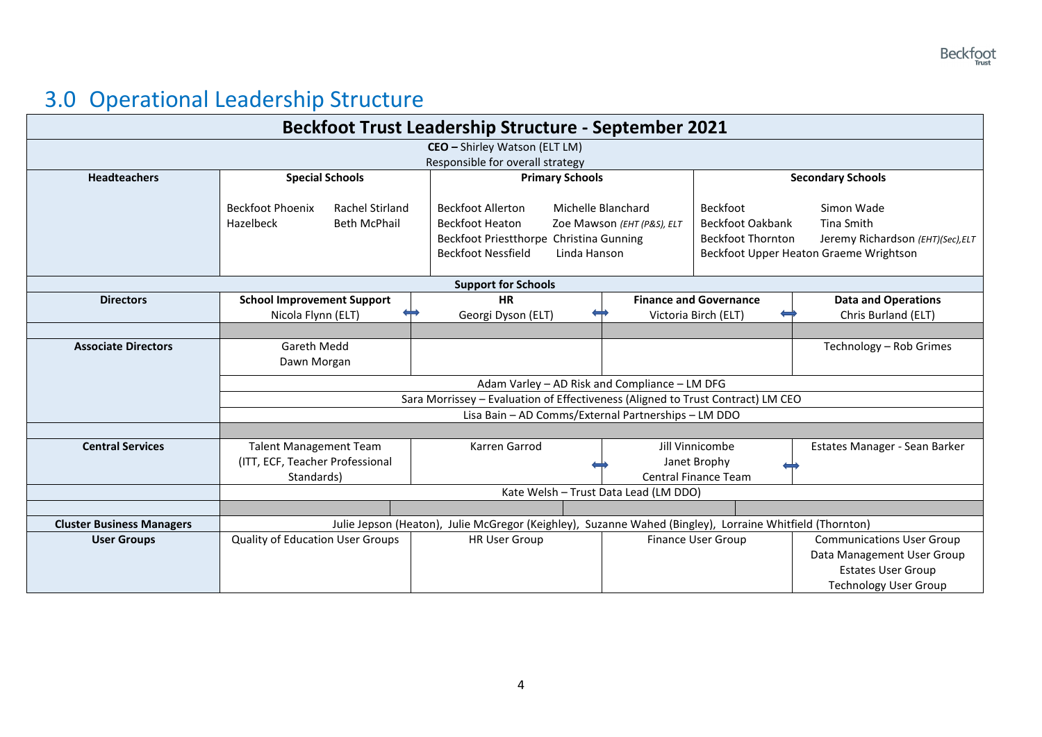## 3.0 Operational Leadership Structure

| Beckfoot Trust Leadership Structure - September 2021 | | | | |
|---|---|---|---|---|
| **CEO –** Shirley Watson (ELT LM)<br>Responsible for overall strategy | | | | |
| **Headteachers** | **Special Schools**<br>Beckfoot Phoenix – Rachel Stirland<br>Hazelbeck – Beth McPhail | **Primary Schools**<br>Beckfoot Allerton – Michelle Blanchard<br>Beckfoot Heaton – Zoe Mawson *(EHT (P&S), ELT*<br>Beckfoot Priestthorpe – Christina Gunning<br>Beckfoot Nessfield – Linda Hanson | | **Secondary Schools**<br>Beckfoot – Simon Wade<br>Beckfoot Oakbank – Tina Smith<br>Beckfoot Thornton – Jeremy Richardson *(EHT)(Sec),ELT*<br>Beckfoot Upper Heaton – Graeme Wrightson |
| **Support for Schools** | | | | |
| **Directors** | **School Improvement Support**<br>Nicola Flynn (ELT) ⟺ | **HR**<br>Georgi Dyson (ELT) ⟺ | **Finance and Governance**<br>Victoria Birch (ELT) ⟺ | **Data and Operations**<br>Chris Burland (ELT) |
| **Associate Directors** | Gareth Medd<br>Dawn Morgan | | | Technology – Rob Grimes |
| | Adam Varley – AD Risk and Compliance – LM DFG | | | |
| | Sara Morrissey – Evaluation of Effectiveness (Aligned to Trust Contract) LM CEO | | | |
| | Lisa Bain – AD Comms/External Partnerships – LM DDO | | | |
| **Central Services** | Talent Management Team (ITT, ECF, Teacher Professional Standards) | Karren Garrod ⟺ | Jill Vinnicombe<br>Janet Brophy<br>Central Finance Team ⟺ | Estates Manager - Sean Barker |
| | Kate Welsh – Trust Data Lead (LM DDO) | | | |
| **Cluster Business Managers** | Julie Jepson (Heaton), Julie McGregor (Keighley), Suzanne Wahed (Bingley), Lorraine Whitfield (Thornton) | | | |
| **User Groups** | Quality of Education User Groups | HR User Group | Finance User Group | Communications User Group<br>Data Management User Group<br>Estates User Group<br>Technology User Group |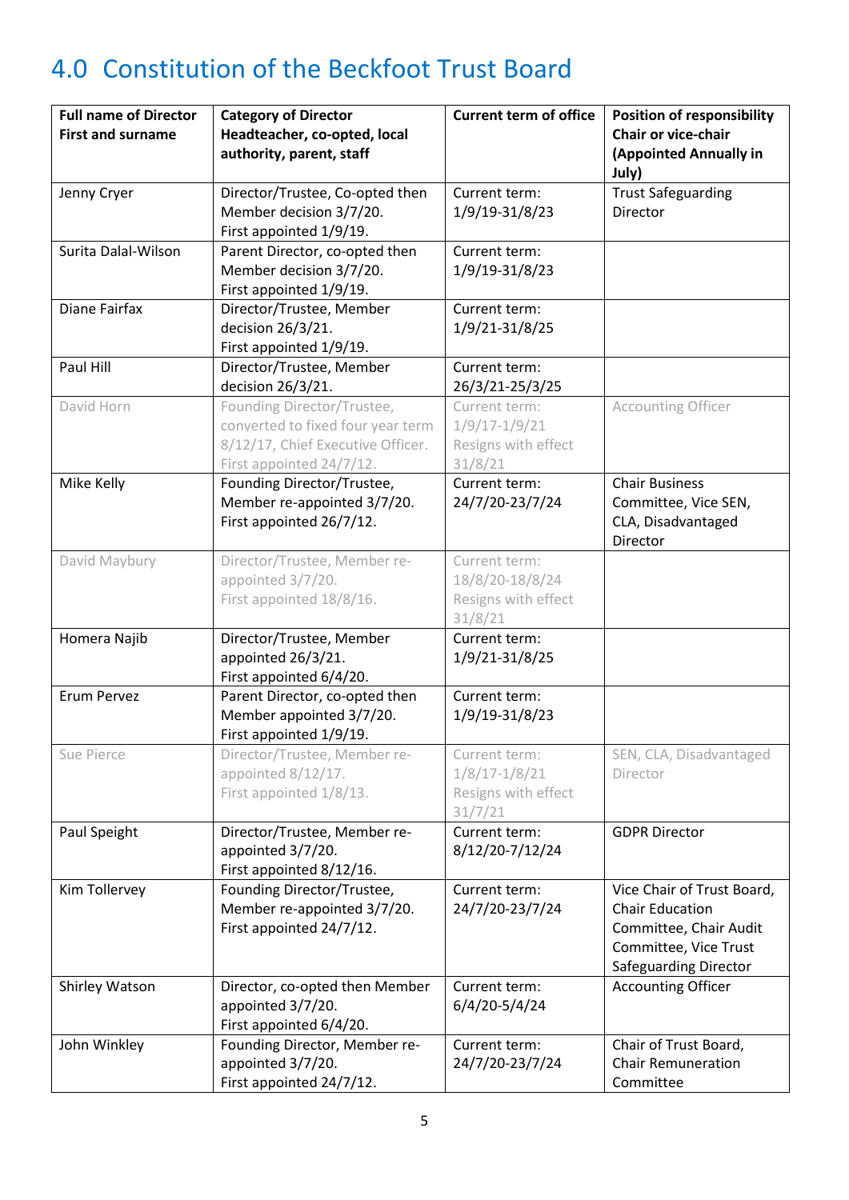# 4.0 Constitution of the Beckfoot Trust Board

| Full name of Director First and surname | Category of Director Headteacher, co-opted, local authority, parent, staff | Current term of office | Position of responsibility Chair or vice-chair (Appointed Annually in July) |
|---|---|---|---|
| Jenny Cryer | Director/Trustee, Co-opted then Member decision 3/7/20. First appointed 1/9/19. | Current term: 1/9/19-31/8/23 | Trust Safeguarding Director |
| Surita Dalal-Wilson | Parent Director, co-opted then Member decision 3/7/20. First appointed 1/9/19. | Current term: 1/9/19-31/8/23 | |
| Diane Fairfax | Director/Trustee, Member decision 26/3/21. First appointed 1/9/19. | Current term: 1/9/21-31/8/25 | |
| Paul Hill | Director/Trustee, Member decision 26/3/21. | Current term: 26/3/21-25/3/25 | |
| David Horn | Founding Director/Trustee, converted to fixed four year term 8/12/17, Chief Executive Officer. First appointed 24/7/12. | Current term: 1/9/17-1/9/21 Resigns with effect 31/8/21 | Accounting Officer |
| Mike Kelly | Founding Director/Trustee, Member re-appointed 3/7/20. First appointed 26/7/12. | Current term: 24/7/20-23/7/24 | Chair Business Committee, Vice SEN, CLA, Disadvantaged Director |
| David Maybury | Director/Trustee, Member re-appointed 3/7/20. First appointed 18/8/16. | Current term: 18/8/20-18/8/24 Resigns with effect 31/8/21 | |
| Homera Najib | Director/Trustee, Member appointed 26/3/21. First appointed 6/4/20. | Current term: 1/9/21-31/8/25 | |
| Erum Pervez | Parent Director, co-opted then Member appointed 3/7/20. First appointed 1/9/19. | Current term: 1/9/19-31/8/23 | |
| Sue Pierce | Director/Trustee, Member re-appointed 8/12/17. First appointed 1/8/13. | Current term: 1/8/17-1/8/21 Resigns with effect 31/7/21 | SEN, CLA, Disadvantaged Director |
| Paul Speight | Director/Trustee, Member re-appointed 3/7/20. First appointed 8/12/16. | Current term: 8/12/20-7/12/24 | GDPR Director |
| Kim Tollervey | Founding Director/Trustee, Member re-appointed 3/7/20. First appointed 24/7/12. | Current term: 24/7/20-23/7/24 | Vice Chair of Trust Board, Chair Education Committee, Chair Audit Committee, Vice Trust Safeguarding Director |
| Shirley Watson | Director, co-opted then Member appointed 3/7/20. First appointed 6/4/20. | Current term: 6/4/20-5/4/24 | Accounting Officer |
| John Winkley | Founding Director, Member re-appointed 3/7/20. First appointed 24/7/12. | Current term: 24/7/20-23/7/24 | Chair of Trust Board, Chair Remuneration Committee |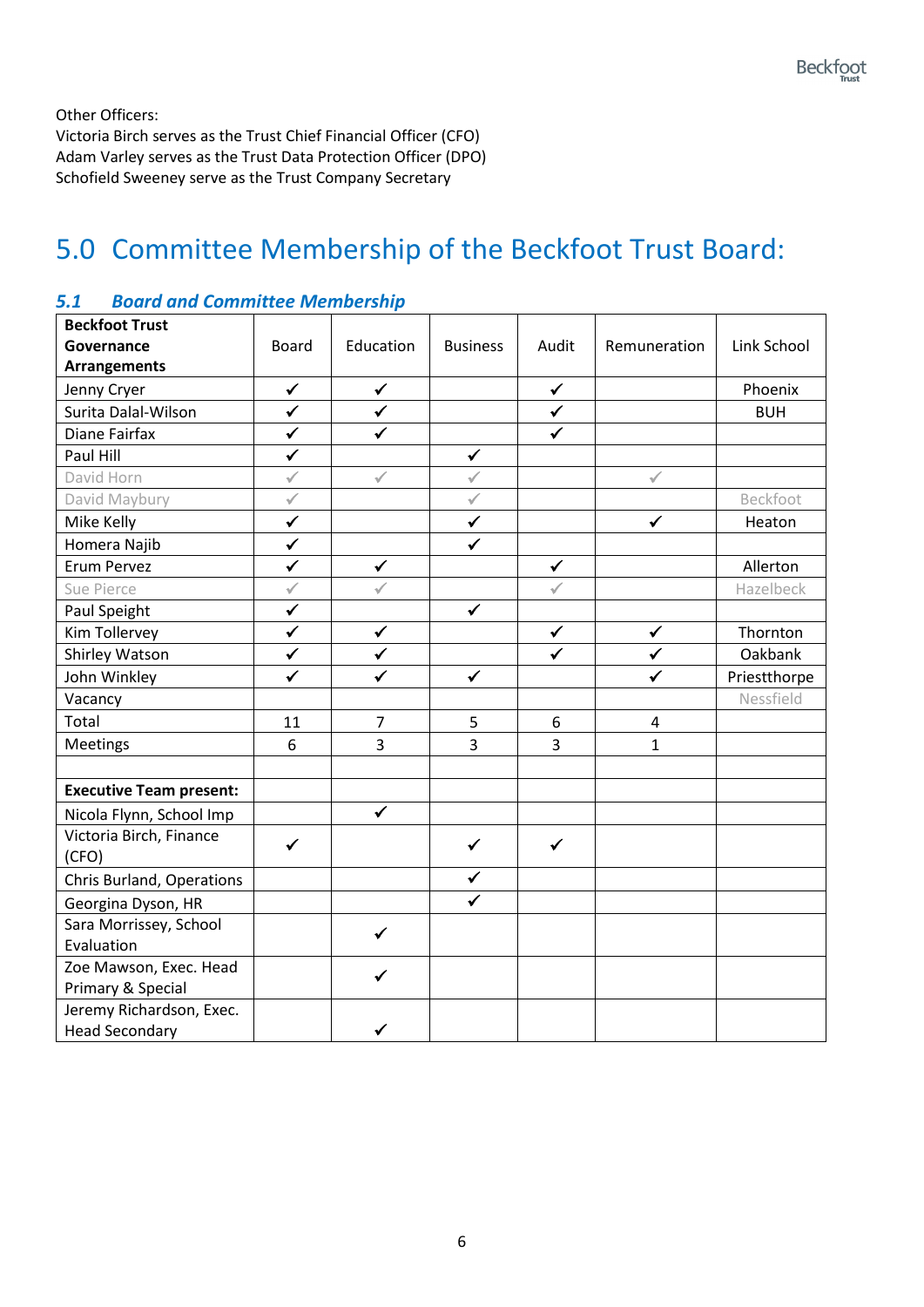Other Officers:
Victoria Birch serves as the Trust Chief Financial Officer (CFO)
Adam Varley serves as the Trust Data Protection Officer (DPO)
Schofield Sweeney serve as the Trust Company Secretary

# 5.0 Committee Membership of the Beckfoot Trust Board:

## *5.1 Board and Committee Membership*

| **Beckfoot Trust Governance Arrangements** | Board | Education | Business | Audit | Remuneration | Link School |
|---|---|---|---|---|---|---|
| Jenny Cryer | ✓ | ✓ | | ✓ | | Phoenix |
| Surita Dalal-Wilson | ✓ | ✓ | | ✓ | | BUH |
| Diane Fairfax | ✓ | ✓ | | ✓ | | |
| Paul Hill | ✓ | | ✓ | | | |
| David Horn | ✓ | ✓ | ✓ | | ✓ | |
| David Maybury | ✓ | | ✓ | | | Beckfoot |
| Mike Kelly | ✓ | | ✓ | | ✓ | Heaton |
| Homera Najib | ✓ | | ✓ | | | |
| Erum Pervez | ✓ | ✓ | | ✓ | | Allerton |
| Sue Pierce | ✓ | ✓ | | ✓ | | Hazelbeck |
| Paul Speight | ✓ | | ✓ | | | |
| Kim Tollervey | ✓ | ✓ | | ✓ | ✓ | Thornton |
| Shirley Watson | ✓ | ✓ | | ✓ | ✓ | Oakbank |
| John Winkley | ✓ | ✓ | ✓ | | ✓ | Priestthorpe |
| Vacancy | | | | | | Nessfield |
| Total | 11 | 7 | 5 | 6 | 4 | |
| Meetings | 6 | 3 | 3 | 3 | 1 | |
| | | | | | | |
| **Executive Team present:** | | | | | | |
| Nicola Flynn, School Imp | | ✓ | | | | |
| Victoria Birch, Finance (CFO) | ✓ | | ✓ | ✓ | | |
| Chris Burland, Operations | | | ✓ | | | |
| Georgina Dyson, HR | | | ✓ | | | |
| Sara Morrissey, School Evaluation | | ✓ | | | | |
| Zoe Mawson, Exec. Head Primary & Special | | ✓ | | | | |
| Jeremy Richardson, Exec. Head Secondary | | ✓ | | | | |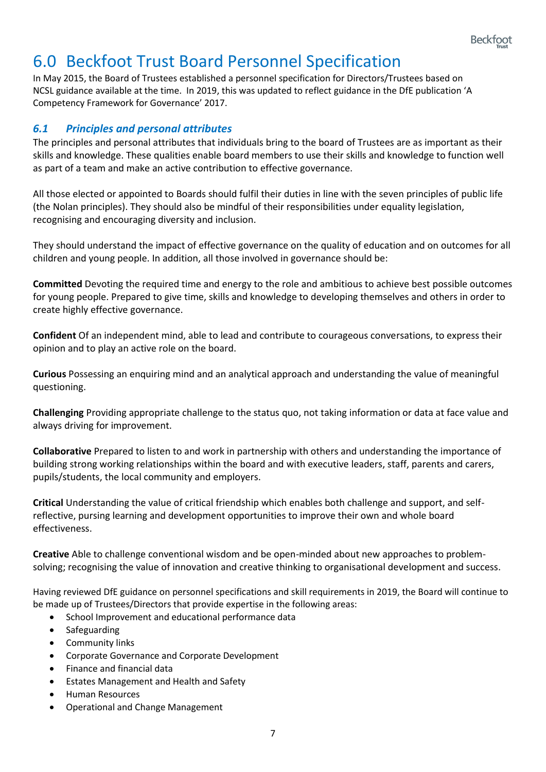# 6.0 Beckfoot Trust Board Personnel Specification

In May 2015, the Board of Trustees established a personnel specification for Directors/Trustees based on NCSL guidance available at the time. In 2019, this was updated to reflect guidance in the DfE publication 'A Competency Framework for Governance' 2017.

## *6.1 Principles and personal attributes*

The principles and personal attributes that individuals bring to the board of Trustees are as important as their skills and knowledge. These qualities enable board members to use their skills and knowledge to function well as part of a team and make an active contribution to effective governance.

All those elected or appointed to Boards should fulfil their duties in line with the seven principles of public life (the Nolan principles). They should also be mindful of their responsibilities under equality legislation, recognising and encouraging diversity and inclusion.

They should understand the impact of effective governance on the quality of education and on outcomes for all children and young people. In addition, all those involved in governance should be:

**Committed** Devoting the required time and energy to the role and ambitious to achieve best possible outcomes for young people. Prepared to give time, skills and knowledge to developing themselves and others in order to create highly effective governance.

**Confident** Of an independent mind, able to lead and contribute to courageous conversations, to express their opinion and to play an active role on the board.

**Curious** Possessing an enquiring mind and an analytical approach and understanding the value of meaningful questioning.

**Challenging** Providing appropriate challenge to the status quo, not taking information or data at face value and always driving for improvement.

**Collaborative** Prepared to listen to and work in partnership with others and understanding the importance of building strong working relationships within the board and with executive leaders, staff, parents and carers, pupils/students, the local community and employers.

**Critical** Understanding the value of critical friendship which enables both challenge and support, and self-reflective, pursing learning and development opportunities to improve their own and whole board effectiveness.

**Creative** Able to challenge conventional wisdom and be open-minded about new approaches to problem-solving; recognising the value of innovation and creative thinking to organisational development and success.

Having reviewed DfE guidance on personnel specifications and skill requirements in 2019, the Board will continue to be made up of Trustees/Directors that provide expertise in the following areas:

- School Improvement and educational performance data
- Safeguarding
- Community links
- Corporate Governance and Corporate Development
- Finance and financial data
- Estates Management and Health and Safety
- Human Resources
- Operational and Change Management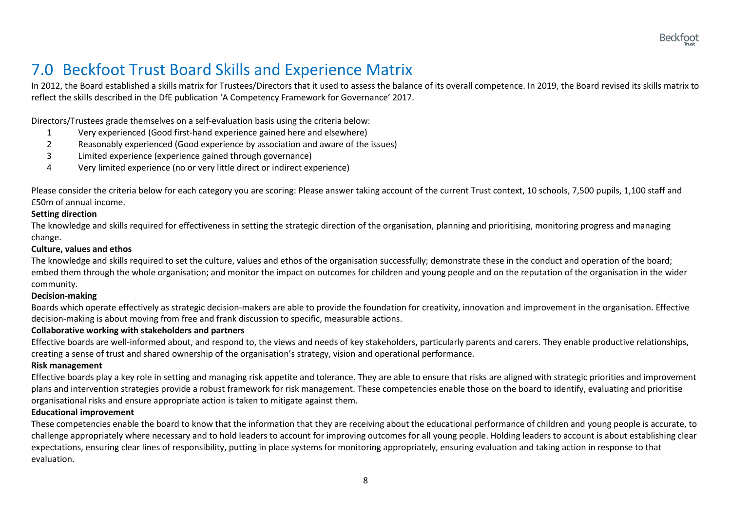# 7.0 Beckfoot Trust Board Skills and Experience Matrix

In 2012, the Board established a skills matrix for Trustees/Directors that it used to assess the balance of its overall competence. In 2019, the Board revised its skills matrix to reflect the skills described in the DfE publication 'A Competency Framework for Governance' 2017.

Directors/Trustees grade themselves on a self-evaluation basis using the criteria below:

1. Very experienced (Good first-hand experience gained here and elsewhere)
2. Reasonably experienced (Good experience by association and aware of the issues)
3. Limited experience (experience gained through governance)
4. Very limited experience (no or very little direct or indirect experience)

Please consider the criteria below for each category you are scoring: Please answer taking account of the current Trust context, 10 schools, 7,500 pupils, 1,100 staff and £50m of annual income.

**Setting direction**

The knowledge and skills required for effectiveness in setting the strategic direction of the organisation, planning and prioritising, monitoring progress and managing change.

**Culture, values and ethos**

The knowledge and skills required to set the culture, values and ethos of the organisation successfully; demonstrate these in the conduct and operation of the board; embed them through the whole organisation; and monitor the impact on outcomes for children and young people and on the reputation of the organisation in the wider community.

**Decision-making**

Boards which operate effectively as strategic decision-makers are able to provide the foundation for creativity, innovation and improvement in the organisation. Effective decision-making is about moving from free and frank discussion to specific, measurable actions.

**Collaborative working with stakeholders and partners**

Effective boards are well-informed about, and respond to, the views and needs of key stakeholders, particularly parents and carers. They enable productive relationships, creating a sense of trust and shared ownership of the organisation's strategy, vision and operational performance.

**Risk management**

Effective boards play a key role in setting and managing risk appetite and tolerance. They are able to ensure that risks are aligned with strategic priorities and improvement plans and intervention strategies provide a robust framework for risk management. These competencies enable those on the board to identify, evaluating and prioritise organisational risks and ensure appropriate action is taken to mitigate against them.

**Educational improvement**

These competencies enable the board to know that the information that they are receiving about the educational performance of children and young people is accurate, to challenge appropriately where necessary and to hold leaders to account for improving outcomes for all young people. Holding leaders to account is about establishing clear expectations, ensuring clear lines of responsibility, putting in place systems for monitoring appropriately, ensuring evaluation and taking action in response to that evaluation.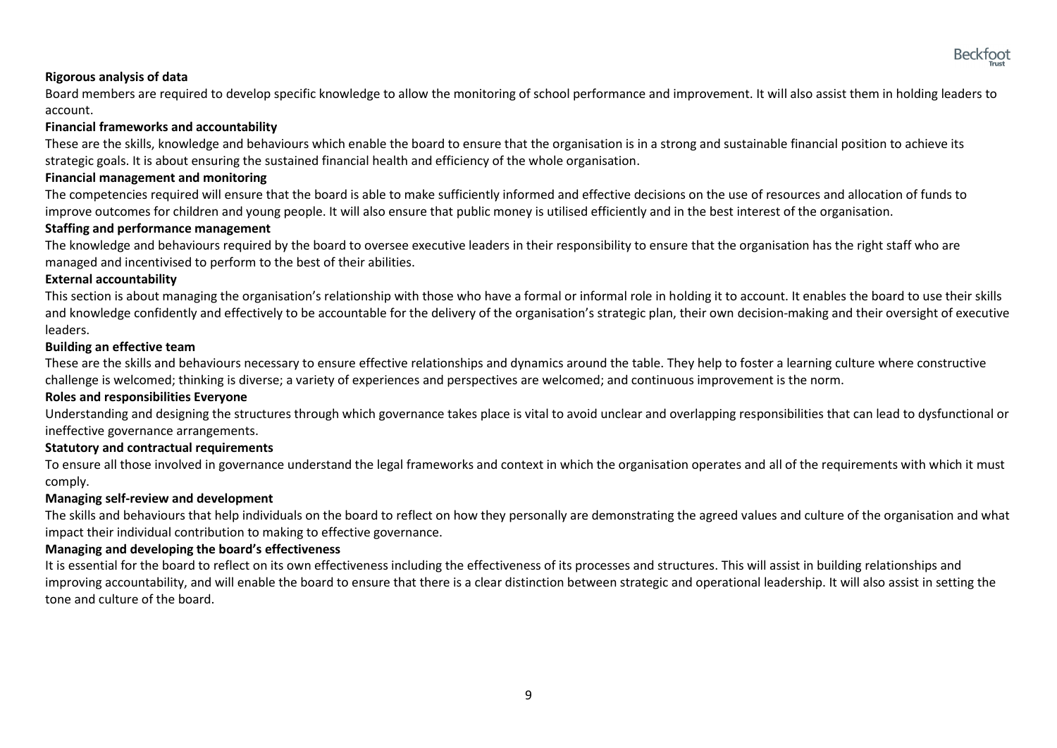**Rigorous analysis of data**

Board members are required to develop specific knowledge to allow the monitoring of school performance and improvement. It will also assist them in holding leaders to account.

**Financial frameworks and accountability**

These are the skills, knowledge and behaviours which enable the board to ensure that the organisation is in a strong and sustainable financial position to achieve its strategic goals. It is about ensuring the sustained financial health and efficiency of the whole organisation.

**Financial management and monitoring**

The competencies required will ensure that the board is able to make sufficiently informed and effective decisions on the use of resources and allocation of funds to improve outcomes for children and young people. It will also ensure that public money is utilised efficiently and in the best interest of the organisation.

**Staffing and performance management**

The knowledge and behaviours required by the board to oversee executive leaders in their responsibility to ensure that the organisation has the right staff who are managed and incentivised to perform to the best of their abilities.

**External accountability**

This section is about managing the organisation's relationship with those who have a formal or informal role in holding it to account. It enables the board to use their skills and knowledge confidently and effectively to be accountable for the delivery of the organisation's strategic plan, their own decision-making and their oversight of executive leaders.

**Building an effective team**

These are the skills and behaviours necessary to ensure effective relationships and dynamics around the table. They help to foster a learning culture where constructive challenge is welcomed; thinking is diverse; a variety of experiences and perspectives are welcomed; and continuous improvement is the norm.

**Roles and responsibilities Everyone**

Understanding and designing the structures through which governance takes place is vital to avoid unclear and overlapping responsibilities that can lead to dysfunctional or ineffective governance arrangements.

**Statutory and contractual requirements**

To ensure all those involved in governance understand the legal frameworks and context in which the organisation operates and all of the requirements with which it must comply.

**Managing self-review and development**

The skills and behaviours that help individuals on the board to reflect on how they personally are demonstrating the agreed values and culture of the organisation and what impact their individual contribution to making to effective governance.

**Managing and developing the board's effectiveness**

It is essential for the board to reflect on its own effectiveness including the effectiveness of its processes and structures. This will assist in building relationships and improving accountability, and will enable the board to ensure that there is a clear distinction between strategic and operational leadership. It will also assist in setting the tone and culture of the board.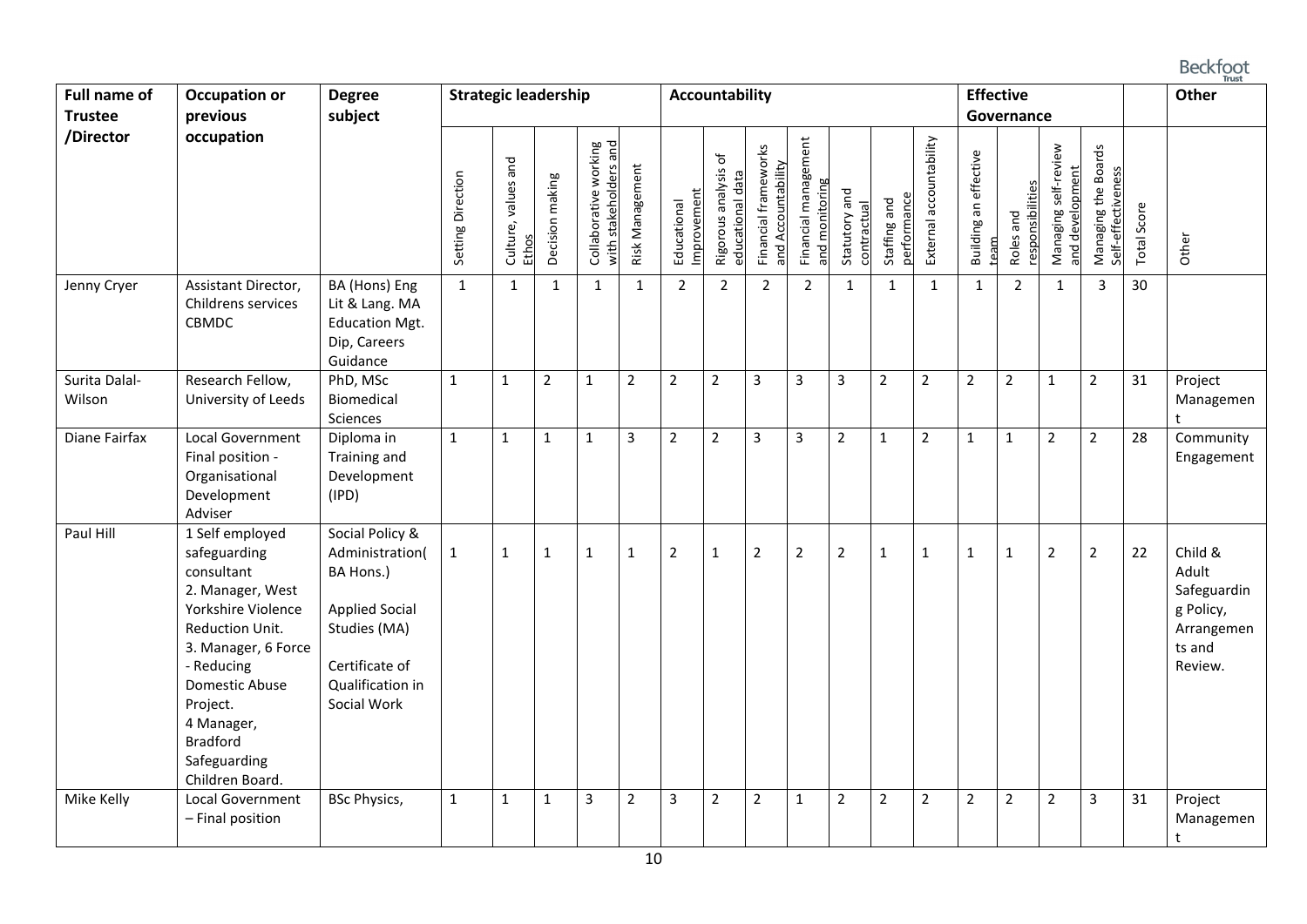| Full name of Trustee /Director | Occupation or previous occupation | Degree subject | Strategic leadership | | | | | Accountability | | | | | | | Effective Governance | | | | | Other |
|---|---|---|---|---|---|---|---|---|---|---|---|---|---|---|---|---|---|---|---|---|
| | | | Setting Direction | Culture, values and Ethos | Decision making | Collaborative working with stakeholders and | Risk Management | Educational Improvement | Rigorous analysis of educational data | Financial frameworks and Accountability | Financial management and monitoring | Statutory and contractual | Staffing and performance | External accountability | Building an effective team | Roles and responsibilities | Managing self-review and development | Managing the Boards Self-effectiveness | Total Score | Other |
| Jenny Cryer | Assistant Director, Childrens services CBMDC | BA (Hons) Eng Lit & Lang. MA Education Mgt. Dip, Careers Guidance | 1 | 1 | 1 | 1 | 1 | 2 | 2 | 2 | 2 | 1 | 1 | 1 | 1 | 2 | 1 | 3 | 30 | |
| Surita Dalal-Wilson | Research Fellow, University of Leeds | PhD, MSc Biomedical Sciences | 1 | 1 | 2 | 1 | 2 | 2 | 2 | 3 | 3 | 3 | 2 | 2 | 2 | 2 | 1 | 2 | 31 | Project Management |
| Diane Fairfax | Local Government Final position - Organisational Development Adviser | Diploma in Training and Development (IPD) | 1 | 1 | 1 | 1 | 3 | 2 | 2 | 3 | 3 | 2 | 1 | 2 | 1 | 1 | 2 | 2 | 28 | Community Engagement |
| Paul Hill | 1 Self employed safeguarding consultant 2. Manager, West Yorkshire Violence Reduction Unit. 3. Manager, 6 Force - Reducing Domestic Abuse Project. 4 Manager, Bradford Safeguarding Children Board. | Social Policy & Administration( BA Hons.) Applied Social Studies (MA) Certificate of Qualification in Social Work | 1 | 1 | 1 | 1 | 1 | 2 | 1 | 2 | 2 | 2 | 1 | 1 | 1 | 1 | 2 | 2 | 22 | Child & Adult Safeguarding Policy, Arrangements and Review. |
| Mike Kelly | Local Government – Final position | BSc Physics, | 1 | 1 | 1 | 3 | 2 | 3 | 2 | 2 | 1 | 2 | 2 | 2 | 2 | 2 | 2 | 3 | 31 | Project Management |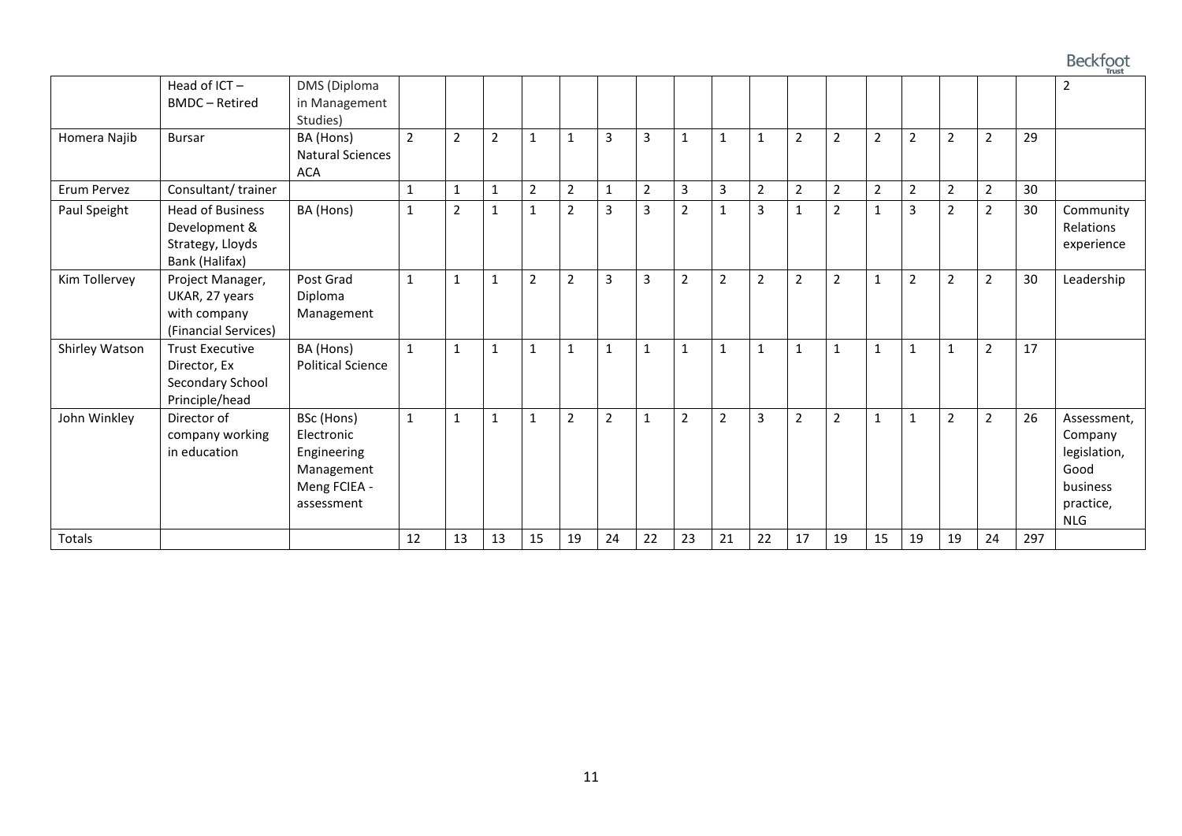| | | | | | | | | | | | | | | | | | | | |
|---|---|---|---|---|---|---|---|---|---|---|---|---|---|---|---|---|---|---|---|---|
| | Head of ICT – BMDC – Retired | DMS (Diploma in Management Studies) | | | | | | | | | | | | | | | | | | 2 |
| Homera Najib | Bursar | BA (Hons) Natural Sciences ACA | 2 | 2 | 2 | 1 | 1 | 3 | 3 | 1 | 1 | 1 | 2 | 2 | 2 | 2 | 2 | 2 | 29 | |
| Erum Pervez | Consultant/ trainer | | 1 | 1 | 1 | 2 | 2 | 1 | 2 | 3 | 3 | 2 | 2 | 2 | 2 | 2 | 2 | 2 | 30 | |
| Paul Speight | Head of Business Development & Strategy, Lloyds Bank (Halifax) | BA (Hons) | 1 | 2 | 1 | 1 | 2 | 3 | 3 | 2 | 1 | 3 | 1 | 2 | 1 | 3 | 2 | 2 | 30 | Community Relations experience |
| Kim Tollervey | Project Manager, UKAR, 27 years with company (Financial Services) | Post Grad Diploma Management | 1 | 1 | 1 | 2 | 2 | 3 | 3 | 2 | 2 | 2 | 2 | 2 | 1 | 2 | 2 | 2 | 30 | Leadership |
| Shirley Watson | Trust Executive Director, Ex Secondary School Principle/head | BA (Hons) Political Science | 1 | 1 | 1 | 1 | 1 | 1 | 1 | 1 | 1 | 1 | 1 | 1 | 1 | 1 | 1 | 2 | 17 | |
| John Winkley | Director of company working in education | BSc (Hons) Electronic Engineering Management Meng FCIEA - assessment | 1 | 1 | 1 | 1 | 2 | 2 | 1 | 2 | 2 | 3 | 2 | 2 | 1 | 1 | 2 | 2 | 26 | Assessment, Company legislation, Good business practice, NLG |
| Totals | | | 12 | 13 | 13 | 15 | 19 | 24 | 22 | 23 | 21 | 22 | 17 | 19 | 15 | 19 | 19 | 24 | 297 | |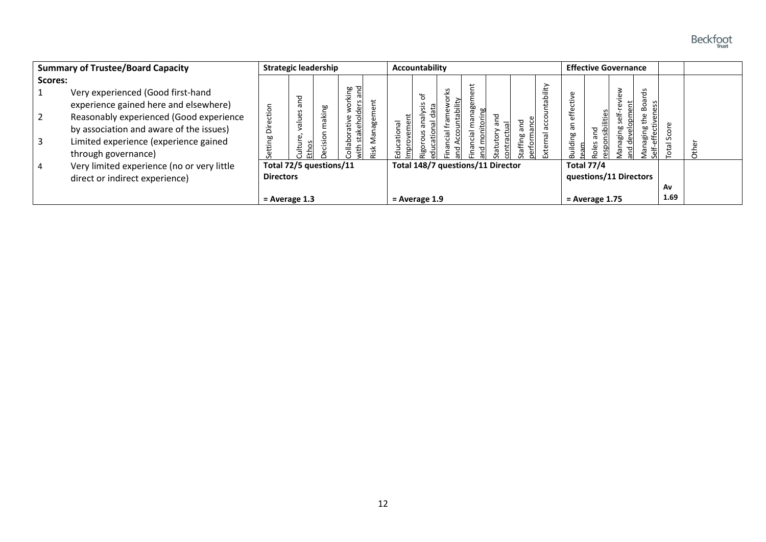| **Summary of Trustee/Board Capacity** | **Strategic leadership** | | | | | **Accountability** | | | | | | | | **Effective Governance** | | | | | |
|---|---|---|---|---|---|---|---|---|---|---|---|---|---|---|---|---|---|---|---|
| **Scores:**<br>1 Very experienced (Good first-hand experience gained here and elsewhere)<br>2 Reasonably experienced (Good experience by association and aware of the issues)<br>3 Limited experience (experience gained through governance)<br>4 Very limited experience (no or very little direct or indirect experience) | Setting Direction | Culture, values and Ethos | Decision making | Collaborative working with stakeholders and | Risk Management | Educational Improvement | Rigorous analysis of educational data | Financial frameworks and Accountability | Financial management and monitoring | Statutory and contractual | Staffing and performance | External accountability | Building an effective team | Roles and responsibilities | Managing self-review and development | Managing the Boards Self-effectiveness | Total Score | Other |
| | **Total 72/5 questions/11 Directors**<br><br>**= Average 1.3** | | | | | **Total 148/7 questions/11 Director**<br><br>**= Average 1.9** | | | | | | | **Total 77/4 questions/11 Directors**<br><br>**= Average 1.75** | | | | **Av 1.69** | |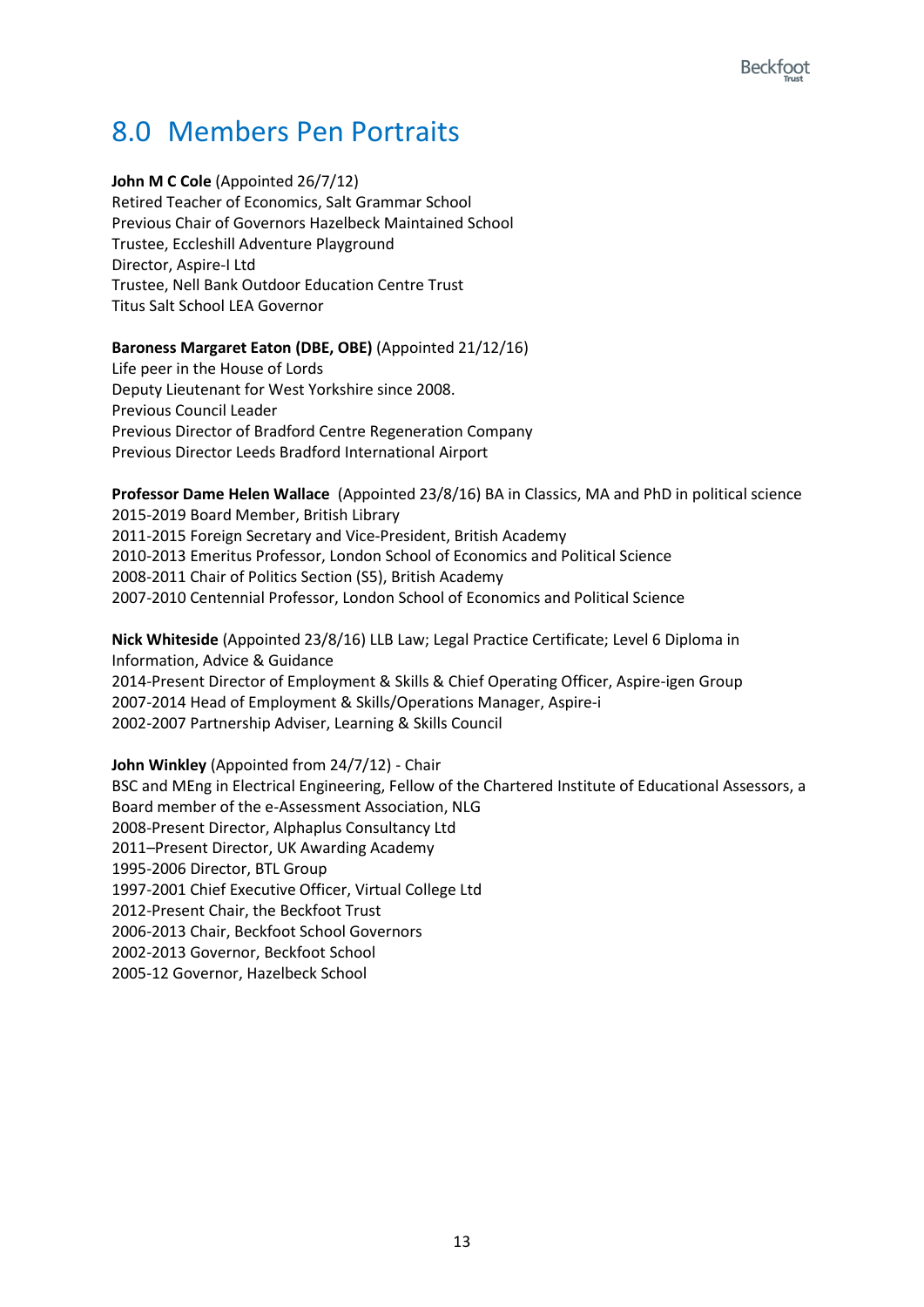# 8.0 Members Pen Portraits

**John M C Cole** (Appointed 26/7/12)
Retired Teacher of Economics, Salt Grammar School
Previous Chair of Governors Hazelbeck Maintained School
Trustee, Eccleshill Adventure Playground
Director, Aspire-I Ltd
Trustee, Nell Bank Outdoor Education Centre Trust
Titus Salt School LEA Governor

**Baroness Margaret Eaton (DBE, OBE)** (Appointed 21/12/16)
Life peer in the House of Lords
Deputy Lieutenant for West Yorkshire since 2008.
Previous Council Leader
Previous Director of Bradford Centre Regeneration Company
Previous Director Leeds Bradford International Airport

**Professor Dame Helen Wallace** (Appointed 23/8/16) BA in Classics, MA and PhD in political science
2015-2019 Board Member, British Library
2011-2015 Foreign Secretary and Vice-President, British Academy
2010-2013 Emeritus Professor, London School of Economics and Political Science
2008-2011 Chair of Politics Section (S5), British Academy
2007-2010 Centennial Professor, London School of Economics and Political Science

**Nick Whiteside** (Appointed 23/8/16) LLB Law; Legal Practice Certificate; Level 6 Diploma in Information, Advice & Guidance
2014-Present Director of Employment & Skills & Chief Operating Officer, Aspire-igen Group
2007-2014 Head of Employment & Skills/Operations Manager, Aspire-i
2002-2007 Partnership Adviser, Learning & Skills Council

**John Winkley** (Appointed from 24/7/12) - Chair
BSC and MEng in Electrical Engineering, Fellow of the Chartered Institute of Educational Assessors, a Board member of the e-Assessment Association, NLG
2008-Present Director, Alphaplus Consultancy Ltd
2011–Present Director, UK Awarding Academy
1995-2006 Director, BTL Group
1997-2001 Chief Executive Officer, Virtual College Ltd
2012-Present Chair, the Beckfoot Trust
2006-2013 Chair, Beckfoot School Governors
2002-2013 Governor, Beckfoot School
2005-12 Governor, Hazelbeck School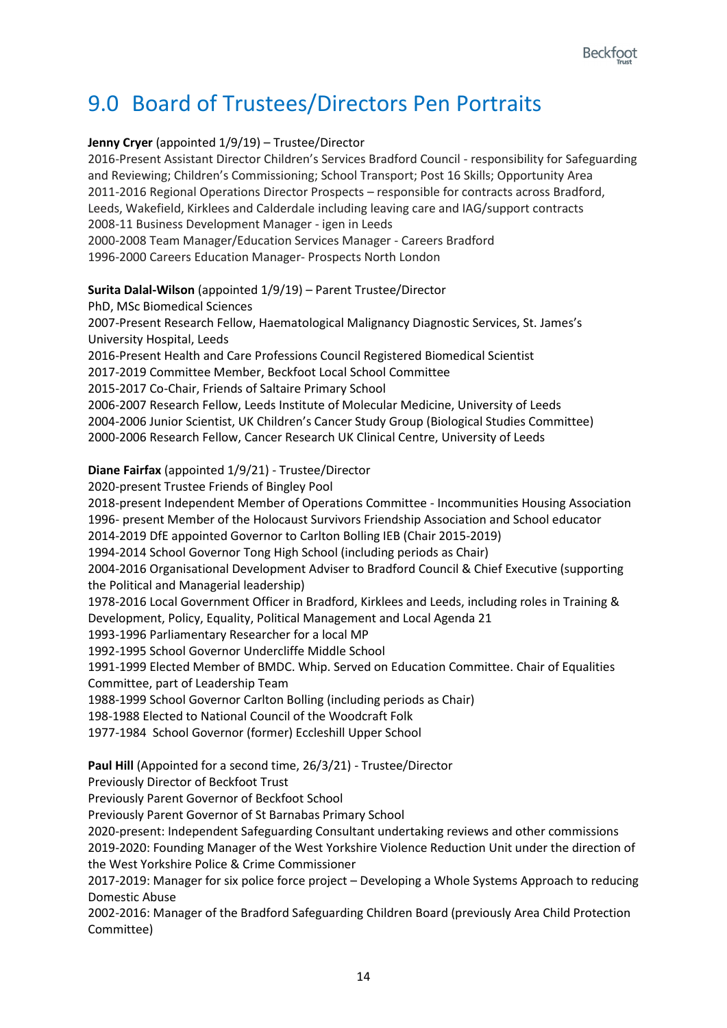# 9.0 Board of Trustees/Directors Pen Portraits

**Jenny Cryer** (appointed 1/9/19) – Trustee/Director
2016-Present Assistant Director Children's Services Bradford Council - responsibility for Safeguarding and Reviewing; Children's Commissioning; School Transport; Post 16 Skills; Opportunity Area
2011-2016 Regional Operations Director Prospects – responsible for contracts across Bradford, Leeds, Wakefield, Kirklees and Calderdale including leaving care and IAG/support contracts
2008-11 Business Development Manager - igen in Leeds
2000-2008 Team Manager/Education Services Manager - Careers Bradford
1996-2000 Careers Education Manager- Prospects North London

**Surita Dalal-Wilson** (appointed 1/9/19) – Parent Trustee/Director
PhD, MSc Biomedical Sciences
2007-Present Research Fellow, Haematological Malignancy Diagnostic Services, St. James's University Hospital, Leeds
2016-Present Health and Care Professions Council Registered Biomedical Scientist
2017-2019 Committee Member, Beckfoot Local School Committee
2015-2017 Co-Chair, Friends of Saltaire Primary School
2006-2007 Research Fellow, Leeds Institute of Molecular Medicine, University of Leeds
2004-2006 Junior Scientist, UK Children's Cancer Study Group (Biological Studies Committee)
2000-2006 Research Fellow, Cancer Research UK Clinical Centre, University of Leeds

**Diane Fairfax** (appointed 1/9/21) - Trustee/Director
2020-present Trustee Friends of Bingley Pool
2018-present Independent Member of Operations Committee - Incommunities Housing Association
1996- present Member of the Holocaust Survivors Friendship Association and School educator
2014-2019 DfE appointed Governor to Carlton Bolling IEB (Chair 2015-2019)
1994-2014 School Governor Tong High School (including periods as Chair)
2004-2016 Organisational Development Adviser to Bradford Council & Chief Executive (supporting the Political and Managerial leadership)
1978-2016 Local Government Officer in Bradford, Kirklees and Leeds, including roles in Training & Development, Policy, Equality, Political Management and Local Agenda 21
1993-1996 Parliamentary Researcher for a local MP
1992-1995 School Governor Undercliffe Middle School
1991-1999 Elected Member of BMDC. Whip. Served on Education Committee. Chair of Equalities Committee, part of Leadership Team
1988-1999 School Governor Carlton Bolling (including periods as Chair)
198-1988 Elected to National Council of the Woodcraft Folk
1977-1984 School Governor (former) Eccleshill Upper School

**Paul Hill** (Appointed for a second time, 26/3/21) - Trustee/Director
Previously Director of Beckfoot Trust
Previously Parent Governor of Beckfoot School
Previously Parent Governor of St Barnabas Primary School
2020-present: Independent Safeguarding Consultant undertaking reviews and other commissions
2019-2020: Founding Manager of the West Yorkshire Violence Reduction Unit under the direction of the West Yorkshire Police & Crime Commissioner
2017-2019: Manager for six police force project – Developing a Whole Systems Approach to reducing Domestic Abuse
2002-2016: Manager of the Bradford Safeguarding Children Board (previously Area Child Protection Committee)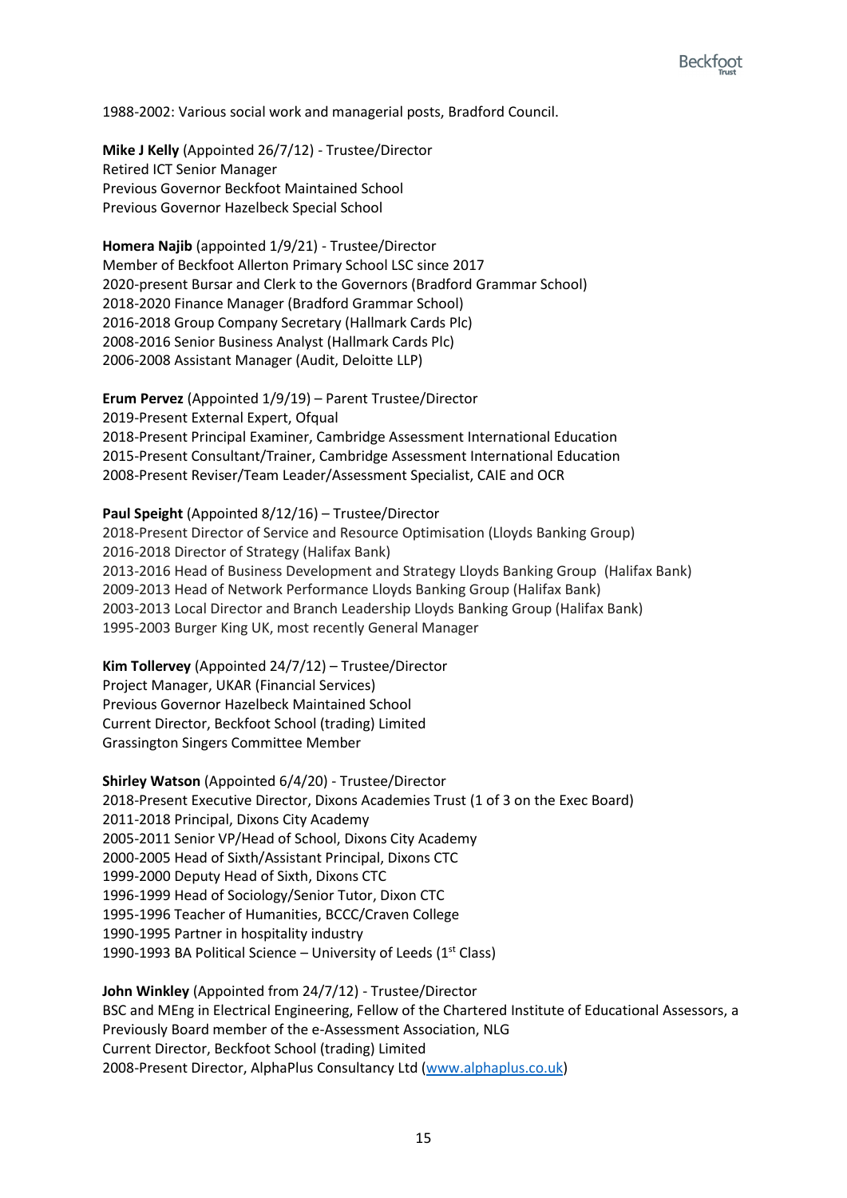1988-2002: Various social work and managerial posts, Bradford Council.

**Mike J Kelly** (Appointed 26/7/12) - Trustee/Director
Retired ICT Senior Manager
Previous Governor Beckfoot Maintained School
Previous Governor Hazelbeck Special School

**Homera Najib** (appointed 1/9/21) - Trustee/Director
Member of Beckfoot Allerton Primary School LSC since 2017
2020-present Bursar and Clerk to the Governors (Bradford Grammar School)
2018-2020 Finance Manager (Bradford Grammar School)
2016-2018 Group Company Secretary (Hallmark Cards Plc)
2008-2016 Senior Business Analyst (Hallmark Cards Plc)
2006-2008 Assistant Manager (Audit, Deloitte LLP)

**Erum Pervez** (Appointed 1/9/19) – Parent Trustee/Director
2019-Present External Expert, Ofqual
2018-Present Principal Examiner, Cambridge Assessment International Education
2015-Present Consultant/Trainer, Cambridge Assessment International Education
2008-Present Reviser/Team Leader/Assessment Specialist, CAIE and OCR

**Paul Speight** (Appointed 8/12/16) – Trustee/Director
2018-Present Director of Service and Resource Optimisation (Lloyds Banking Group)
2016-2018 Director of Strategy (Halifax Bank)
2013-2016 Head of Business Development and Strategy Lloyds Banking Group (Halifax Bank)
2009-2013 Head of Network Performance Lloyds Banking Group (Halifax Bank)
2003-2013 Local Director and Branch Leadership Lloyds Banking Group (Halifax Bank)
1995-2003 Burger King UK, most recently General Manager

**Kim Tollervey** (Appointed 24/7/12) – Trustee/Director
Project Manager, UKAR (Financial Services)
Previous Governor Hazelbeck Maintained School
Current Director, Beckfoot School (trading) Limited
Grassington Singers Committee Member

**Shirley Watson** (Appointed 6/4/20) - Trustee/Director
2018-Present Executive Director, Dixons Academies Trust (1 of 3 on the Exec Board)
2011-2018 Principal, Dixons City Academy
2005-2011 Senior VP/Head of School, Dixons City Academy
2000-2005 Head of Sixth/Assistant Principal, Dixons CTC
1999-2000 Deputy Head of Sixth, Dixons CTC
1996-1999 Head of Sociology/Senior Tutor, Dixon CTC
1995-1996 Teacher of Humanities, BCCC/Craven College
1990-1995 Partner in hospitality industry
1990-1993 BA Political Science – University of Leeds (1st Class)

**John Winkley** (Appointed from 24/7/12) - Trustee/Director
BSC and MEng in Electrical Engineering, Fellow of the Chartered Institute of Educational Assessors, a
Previously Board member of the e-Assessment Association, NLG
Current Director, Beckfoot School (trading) Limited
2008-Present Director, AlphaPlus Consultancy Ltd (www.alphaplus.co.uk)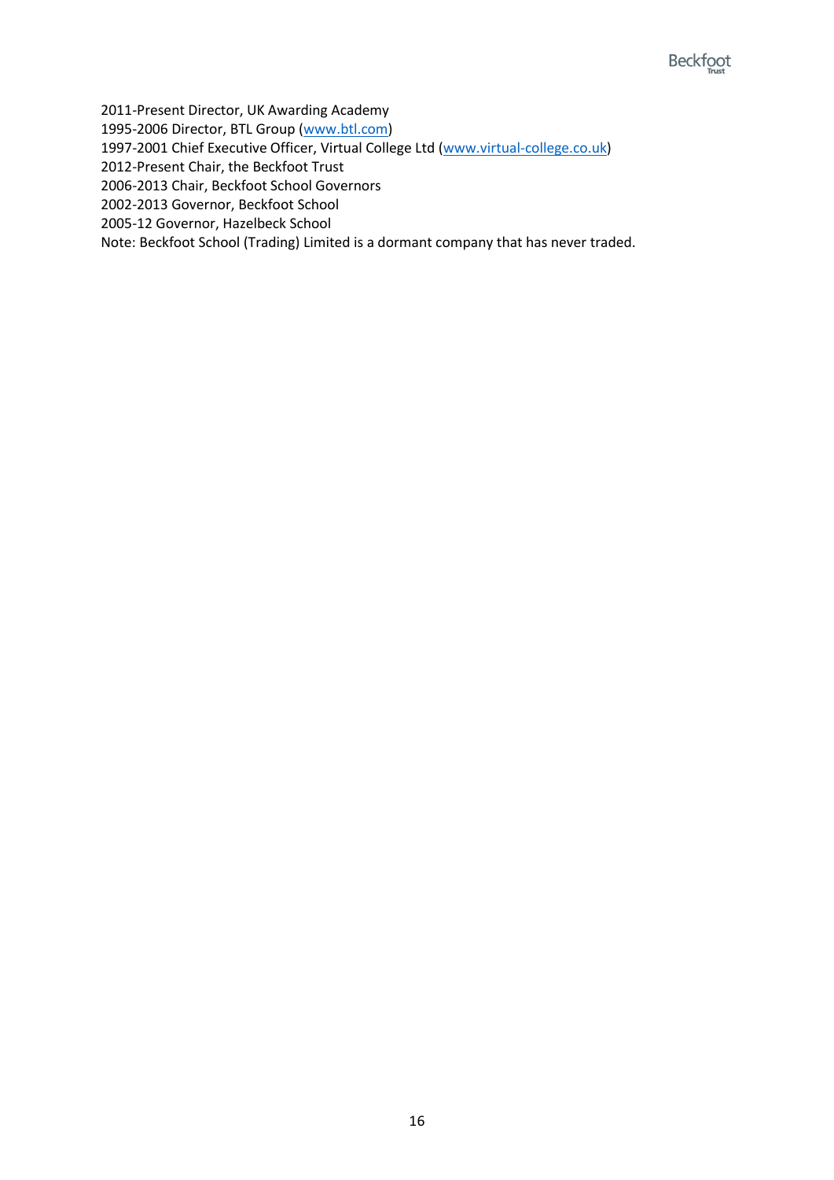2011-Present Director, UK Awarding Academy
1995-2006 Director, BTL Group (www.btl.com)
1997-2001 Chief Executive Officer, Virtual College Ltd (www.virtual-college.co.uk)
2012-Present Chair, the Beckfoot Trust
2006-2013 Chair, Beckfoot School Governors
2002-2013 Governor, Beckfoot School
2005-12 Governor, Hazelbeck School
Note: Beckfoot School (Trading) Limited is a dormant company that has never traded.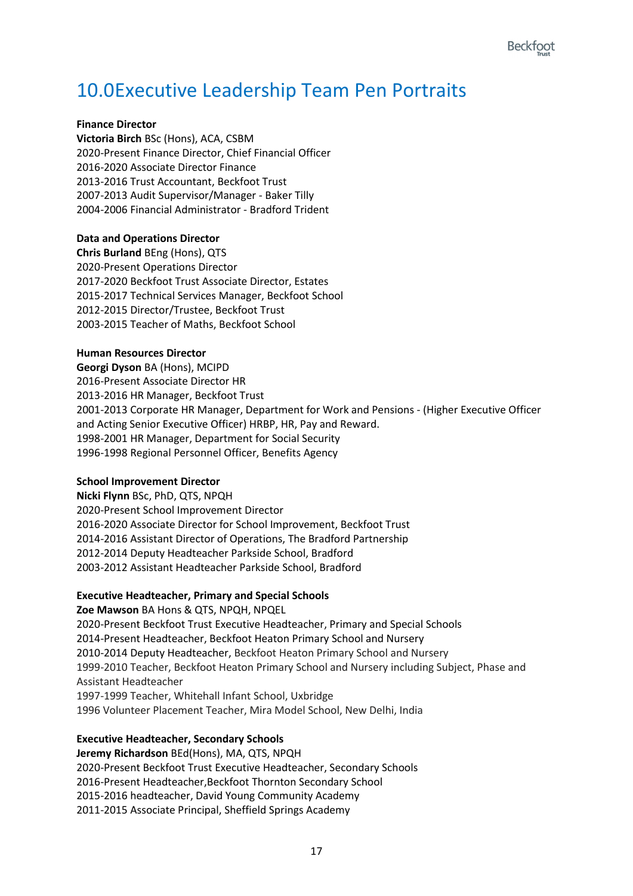# 10.0Executive Leadership Team Pen Portraits

**Finance Director**
**Victoria Birch** BSc (Hons), ACA, CSBM
2020-Present Finance Director, Chief Financial Officer
2016-2020 Associate Director Finance
2013-2016 Trust Accountant, Beckfoot Trust
2007-2013 Audit Supervisor/Manager - Baker Tilly
2004-2006 Financial Administrator - Bradford Trident

**Data and Operations Director**
**Chris Burland** BEng (Hons), QTS
2020-Present Operations Director
2017-2020 Beckfoot Trust Associate Director, Estates
2015-2017 Technical Services Manager, Beckfoot School
2012-2015 Director/Trustee, Beckfoot Trust
2003-2015 Teacher of Maths, Beckfoot School

**Human Resources Director**
**Georgi Dyson** BA (Hons), MCIPD
2016-Present Associate Director HR
2013-2016 HR Manager, Beckfoot Trust
2001-2013 Corporate HR Manager, Department for Work and Pensions - (Higher Executive Officer and Acting Senior Executive Officer) HRBP, HR, Pay and Reward.
1998-2001 HR Manager, Department for Social Security
1996-1998 Regional Personnel Officer, Benefits Agency

**School Improvement Director**
**Nicki Flynn** BSc, PhD, QTS, NPQH
2020-Present School Improvement Director
2016-2020 Associate Director for School Improvement, Beckfoot Trust
2014-2016 Assistant Director of Operations, The Bradford Partnership
2012-2014 Deputy Headteacher Parkside School, Bradford
2003-2012 Assistant Headteacher Parkside School, Bradford

**Executive Headteacher, Primary and Special Schools**
**Zoe Mawson** BA Hons & QTS, NPQH, NPQEL
2020-Present Beckfoot Trust Executive Headteacher, Primary and Special Schools
2014-Present Headteacher, Beckfoot Heaton Primary School and Nursery
2010-2014 Deputy Headteacher, Beckfoot Heaton Primary School and Nursery
1999-2010 Teacher, Beckfoot Heaton Primary School and Nursery including Subject, Phase and Assistant Headteacher
1997-1999 Teacher, Whitehall Infant School, Uxbridge
1996 Volunteer Placement Teacher, Mira Model School, New Delhi, India

**Executive Headteacher, Secondary Schools**
**Jeremy Richardson** BEd(Hons), MA, QTS, NPQH
2020-Present Beckfoot Trust Executive Headteacher, Secondary Schools
2016-Present Headteacher,Beckfoot Thornton Secondary School
2015-2016 headteacher, David Young Community Academy
2011-2015 Associate Principal, Sheffield Springs Academy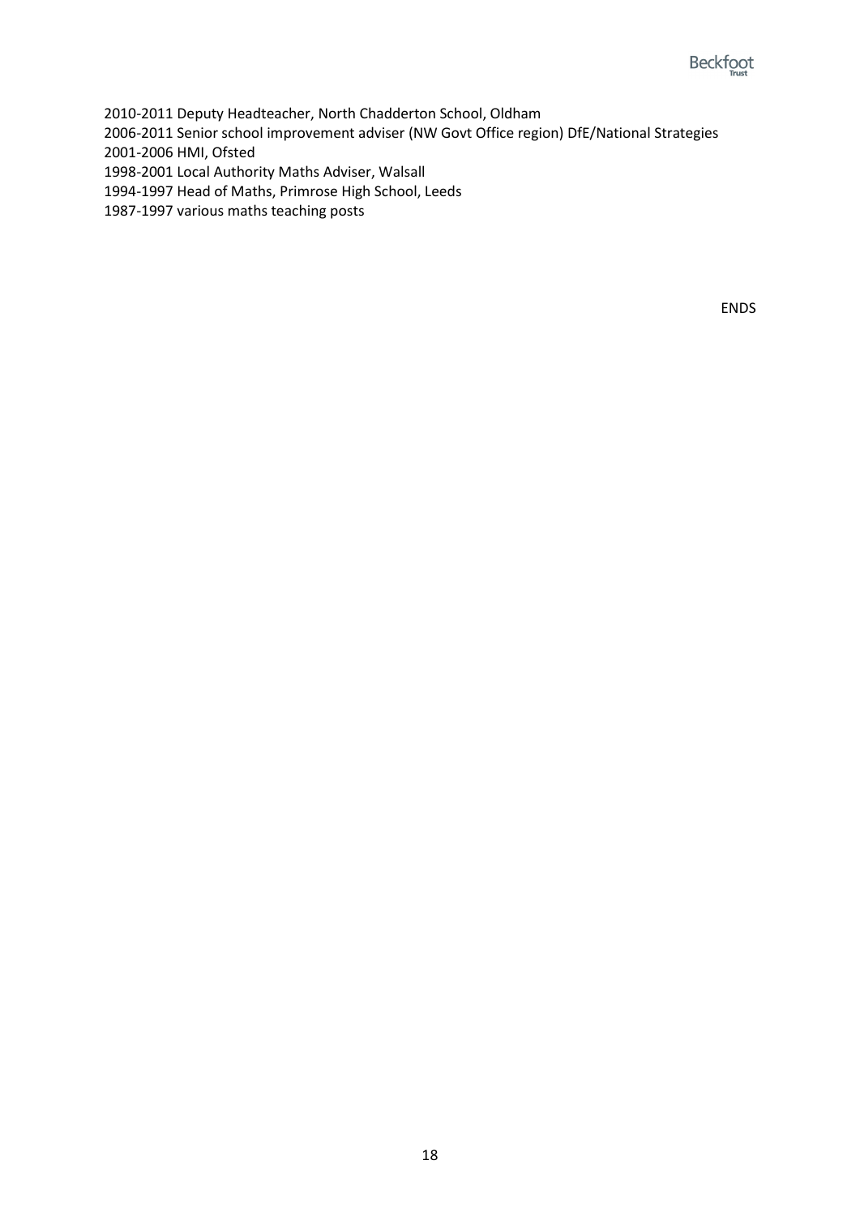2010-2011 Deputy Headteacher, North Chadderton School, Oldham
2006-2011 Senior school improvement adviser (NW Govt Office region) DfE/National Strategies
2001-2006 HMI, Ofsted
1998-2001 Local Authority Maths Adviser, Walsall
1994-1997 Head of Maths, Primrose High School, Leeds
1987-1997 various maths teaching posts

ENDS